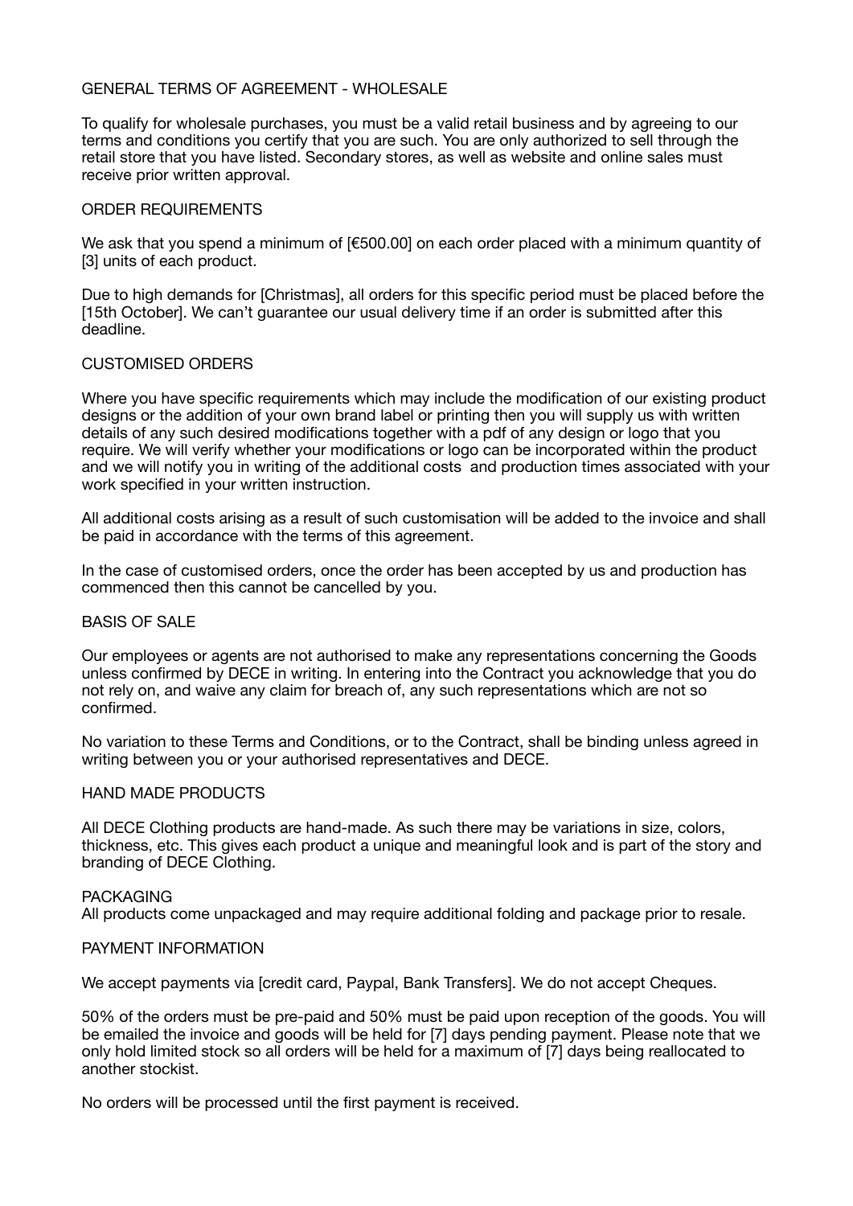# GENERAL TERMS OF AGREEMENT - WHOLESALE

To qualify for wholesale purchases, you must be a valid retail business and by agreeing to our terms and conditions you certify that you are such. You are only authorized to sell through the retail store that you have listed. Secondary stores, as well as website and online sales must receive prior written approval.

## ORDER REQUIREMENTS

We ask that you spend a minimum of [€500.00] on each order placed with a minimum quantity of [3] units of each product.

Due to high demands for [Christmas], all orders for this specific period must be placed before the [15th October]. We can't guarantee our usual delivery time if an order is submitted after this deadline.

## CUSTOMISED ORDERS

Where you have specific requirements which may include the modification of our existing product designs or the addition of your own brand label or printing then you will supply us with written details of any such desired modifications together with a pdf of any design or logo that you require. We will verify whether your modifications or logo can be incorporated within the product and we will notify you in writing of the additional costs and production times associated with your work specified in your written instruction.

All additional costs arising as a result of such customisation will be added to the invoice and shall be paid in accordance with the terms of this agreement.

In the case of customised orders, once the order has been accepted by us and production has commenced then this cannot be cancelled by you.

## BASIS OF SALE

Our employees or agents are not authorised to make any representations concerning the Goods unless confirmed by DECE in writing. In entering into the Contract you acknowledge that you do not rely on, and waive any claim for breach of, any such representations which are not so confirmed.

No variation to these Terms and Conditions, or to the Contract, shall be binding unless agreed in writing between you or your authorised representatives and DECE.

## HAND MADE PRODUCTS

All DECE Clothing products are hand-made. As such there may be variations in size, colors, thickness, etc. This gives each product a unique and meaningful look and is part of the story and branding of DECE Clothing.

## PACKAGING

All products come unpackaged and may require additional folding and package prior to resale.

## PAYMENT INFORMATION

We accept payments via [credit card, Paypal, Bank Transfers]. We do not accept Cheques.

50% of the orders must be pre-paid and 50% must be paid upon reception of the goods. You will be emailed the invoice and goods will be held for [7] days pending payment. Please note that we only hold limited stock so all orders will be held for a maximum of [7] days being reallocated to another stockist.

No orders will be processed until the first payment is received.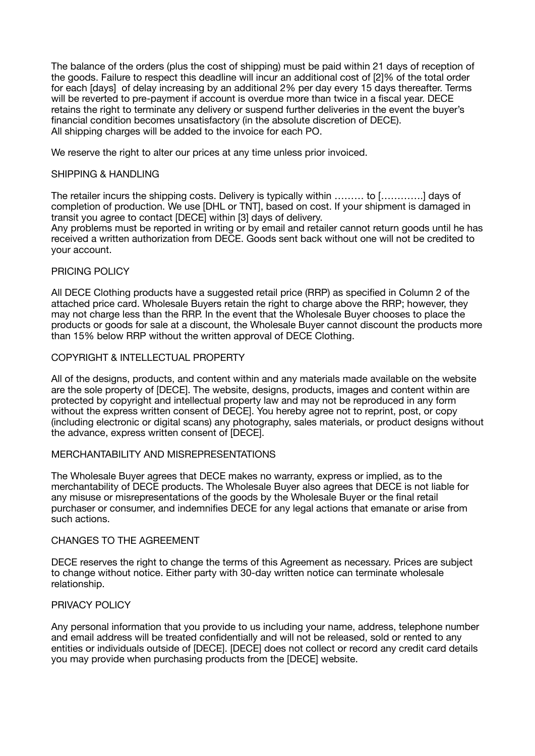The balance of the orders (plus the cost of shipping) must be paid within 21 days of reception of the goods. Failure to respect this deadline will incur an additional cost of [2]% of the total order for each [days] of delay increasing by an additional 2% per day every 15 days thereafter. Terms will be reverted to pre-payment if account is overdue more than twice in a fiscal year. DECE retains the right to terminate any delivery or suspend further deliveries in the event the buyer's financial condition becomes unsatisfactory (in the absolute discretion of DECE).
All shipping charges will be added to the invoice for each PO.

We reserve the right to alter our prices at any time unless prior invoiced.

## SHIPPING & HANDLING

The retailer incurs the shipping costs. Delivery is typically within ……… to […………..] days of completion of production. We use [DHL or TNT], based on cost. If your shipment is damaged in transit you agree to contact [DECE] within [3] days of delivery.
Any problems must be reported in writing or by email and retailer cannot return goods until he has received a written authorization from DECE. Goods sent back without one will not be credited to your account.

## PRICING POLICY

All DECE Clothing products have a suggested retail price (RRP) as specified in Column 2 of the attached price card. Wholesale Buyers retain the right to charge above the RRP; however, they may not charge less than the RRP. In the event that the Wholesale Buyer chooses to place the products or goods for sale at a discount, the Wholesale Buyer cannot discount the products more than 15% below RRP without the written approval of DECE Clothing.

## COPYRIGHT & INTELLECTUAL PROPERTY

All of the designs, products, and content within and any materials made available on the website are the sole property of [DECE]. The website, designs, products, images and content within are protected by copyright and intellectual property law and may not be reproduced in any form without the express written consent of DECE]. You hereby agree not to reprint, post, or copy (including electronic or digital scans) any photography, sales materials, or product designs without the advance, express written consent of [DECE].

## MERCHANTABILITY AND MISREPRESENTATIONS

The Wholesale Buyer agrees that DECE makes no warranty, express or implied, as to the merchantability of DECE products. The Wholesale Buyer also agrees that DECE is not liable for any misuse or misrepresentations of the goods by the Wholesale Buyer or the final retail purchaser or consumer, and indemnifies DECE for any legal actions that emanate or arise from such actions.

## CHANGES TO THE AGREEMENT

DECE reserves the right to change the terms of this Agreement as necessary. Prices are subject to change without notice. Either party with 30-day written notice can terminate wholesale relationship.

## PRIVACY POLICY

Any personal information that you provide to us including your name, address, telephone number and email address will be treated confidentially and will not be released, sold or rented to any entities or individuals outside of [DECE]. [DECE] does not collect or record any credit card details you may provide when purchasing products from the [DECE] website.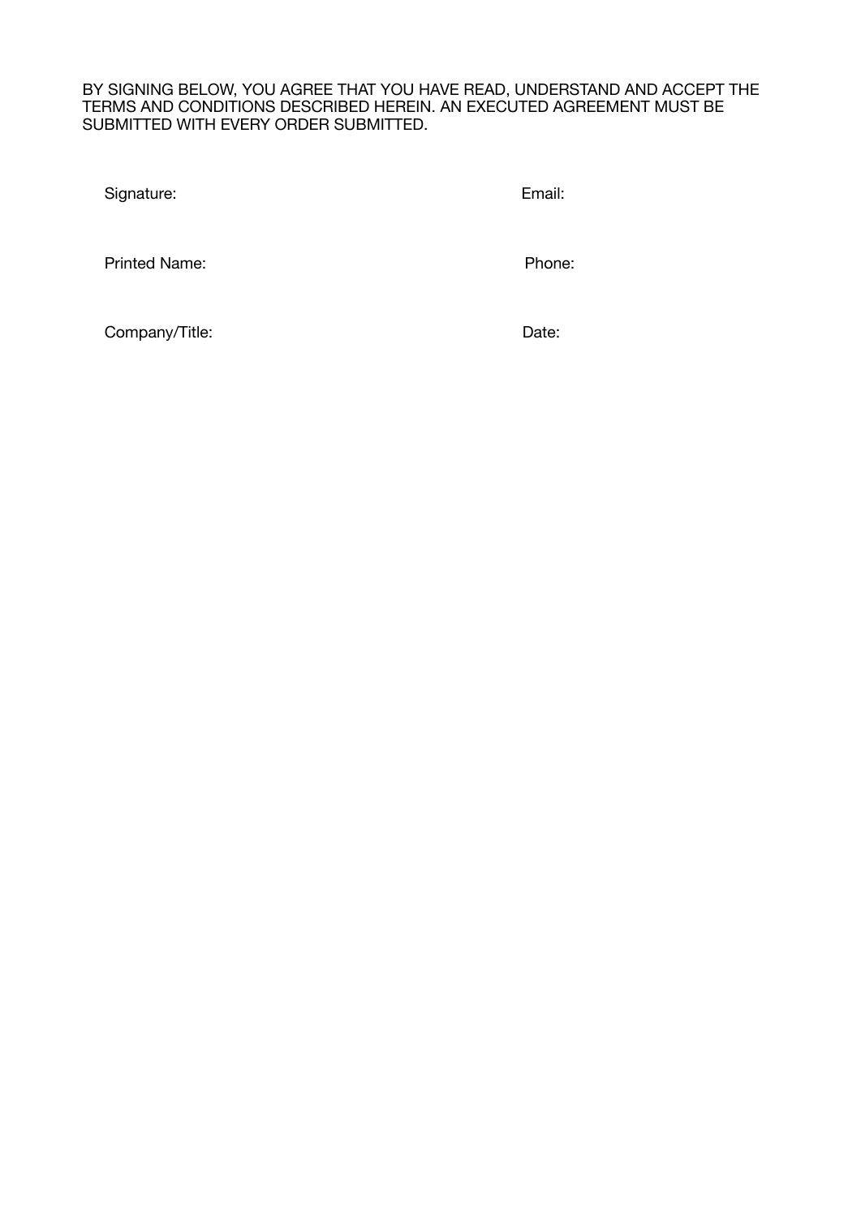BY SIGNING BELOW, YOU AGREE THAT YOU HAVE READ, UNDERSTAND AND ACCEPT THE TERMS AND CONDITIONS DESCRIBED HEREIN. AN EXECUTED AGREEMENT MUST BE SUBMITTED WITH EVERY ORDER SUBMITTED.

| | |
|---|---|
| Signature: | Email: |
| Printed Name: | Phone: |
| Company/Title: | Date: |